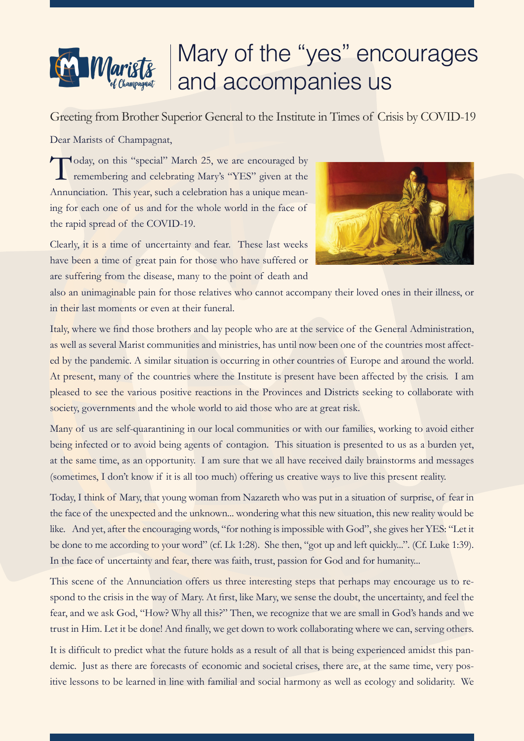# Mary of the "yes" encourages and accompanies us

Greeting from Brother Superior General to the Institute in Times of Crisis by COVID-19

Dear Marists of Champagnat,

Today, on this "special" March 25, we are encouraged by remembering and celebrating Mary's "YES" given at the Annunciation. This year, such a celebration has a unique meaning for each one of us and for the whole world in the face of the rapid spread of the COVID-19.

Clearly, it is a time of uncertainty and fear. These last weeks have been a time of great pain for those who have suffered or are suffering from the disease, many to the point of death and also an unimaginable pain for those relatives who cannot accompany their loved ones in their illness, or in their last moments or even at their funeral.

Italy, where we find those brothers and lay people who are at the service of the General Administration, as well as several Marist communities and ministries, has until now been one of the countries most affected by the pandemic. A similar situation is occurring in other countries of Europe and around the world. At present, many of the countries where the Institute is present have been affected by the crisis. I am pleased to see the various positive reactions in the Provinces and Districts seeking to collaborate with society, governments and the whole world to aid those who are at great risk.

Many of us are self-quarantining in our local communities or with our families, working to avoid either being infected or to avoid being agents of contagion. This situation is presented to us as a burden yet, at the same time, as an opportunity. I am sure that we all have received daily brainstorms and messages (sometimes, I don't know if it is all too much) offering us creative ways to live this present reality.

Today, I think of Mary, that young woman from Nazareth who was put in a situation of surprise, of fear in the face of the unexpected and the unknown... wondering what this new situation, this new reality would be like. And yet, after the encouraging words, "for nothing is impossible with God", she gives her YES: "Let it be done to me according to your word" (cf. Lk 1:28). She then, "got up and left quickly...". (Cf. Luke 1:39). In the face of uncertainty and fear, there was faith, trust, passion for God and for humanity...

This scene of the Annunciation offers us three interesting steps that perhaps may encourage us to respond to the crisis in the way of Mary. At first, like Mary, we sense the doubt, the uncertainty, and feel the fear, and we ask God, "How? Why all this?" Then, we recognize that we are small in God's hands and we trust in Him. Let it be done! And finally, we get down to work collaborating where we can, serving others.

It is difficult to predict what the future holds as a result of all that is being experienced amidst this pandemic. Just as there are forecasts of economic and societal crises, there are, at the same time, very positive lessons to be learned in line with familial and social harmony as well as ecology and solidarity. We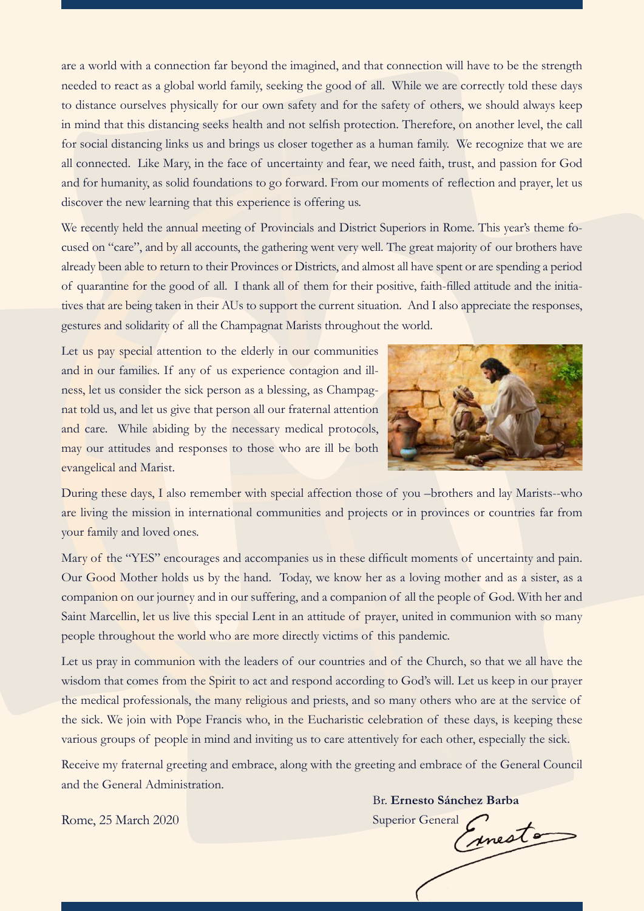are a world with a connection far beyond the imagined, and that connection will have to be the strength needed to react as a global world family, seeking the good of all. While we are correctly told these days to distance ourselves physically for our own safety and for the safety of others, we should always keep in mind that this distancing seeks health and not selfish protection. Therefore, on another level, the call for social distancing links us and brings us closer together as a human family. We recognize that we are all connected. Like Mary, in the face of uncertainty and fear, we need faith, trust, and passion for God and for humanity, as solid foundations to go forward. From our moments of reflection and prayer, let us discover the new learning that this experience is offering us.

We recently held the annual meeting of Provincials and District Superiors in Rome. This year's theme focused on "care", and by all accounts, the gathering went very well. The great majority of our brothers have already been able to return to their Provinces or Districts, and almost all have spent or are spending a period of quarantine for the good of all. I thank all of them for their positive, faith-filled attitude and the initiatives that are being taken in their AUs to support the current situation. And I also appreciate the responses, gestures and solidarity of all the Champagnat Marists throughout the world.

Let us pay special attention to the elderly in our communities and in our families. If any of us experience contagion and illness, let us consider the sick person as a blessing, as Champagnat told us, and let us give that person all our fraternal attention and care. While abiding by the necessary medical protocols, may our attitudes and responses to those who are ill be both evangelical and Marist.

During these days, I also remember with special affection those of you –brothers and lay Marists--who are living the mission in international communities and projects or in provinces or countries far from your family and loved ones.

Mary of the "YES" encourages and accompanies us in these difficult moments of uncertainty and pain. Our Good Mother holds us by the hand. Today, we know her as a loving mother and as a sister, as a companion on our journey and in our suffering, and a companion of all the people of God. With her and Saint Marcellin, let us live this special Lent in an attitude of prayer, united in communion with so many people throughout the world who are more directly victims of this pandemic.

Let us pray in communion with the leaders of our countries and of the Church, so that we all have the wisdom that comes from the Spirit to act and respond according to God's will. Let us keep in our prayer the medical professionals, the many religious and priests, and so many others who are at the service of the sick. We join with Pope Francis who, in the Eucharistic celebration of these days, is keeping these various groups of people in mind and inviting us to care attentively for each other, especially the sick.

Receive my fraternal greeting and embrace, along with the greeting and embrace of the General Council and the General Administration.

Br. **Ernesto Sánchez Barba**
Superior General

Rome, 25 March 2020